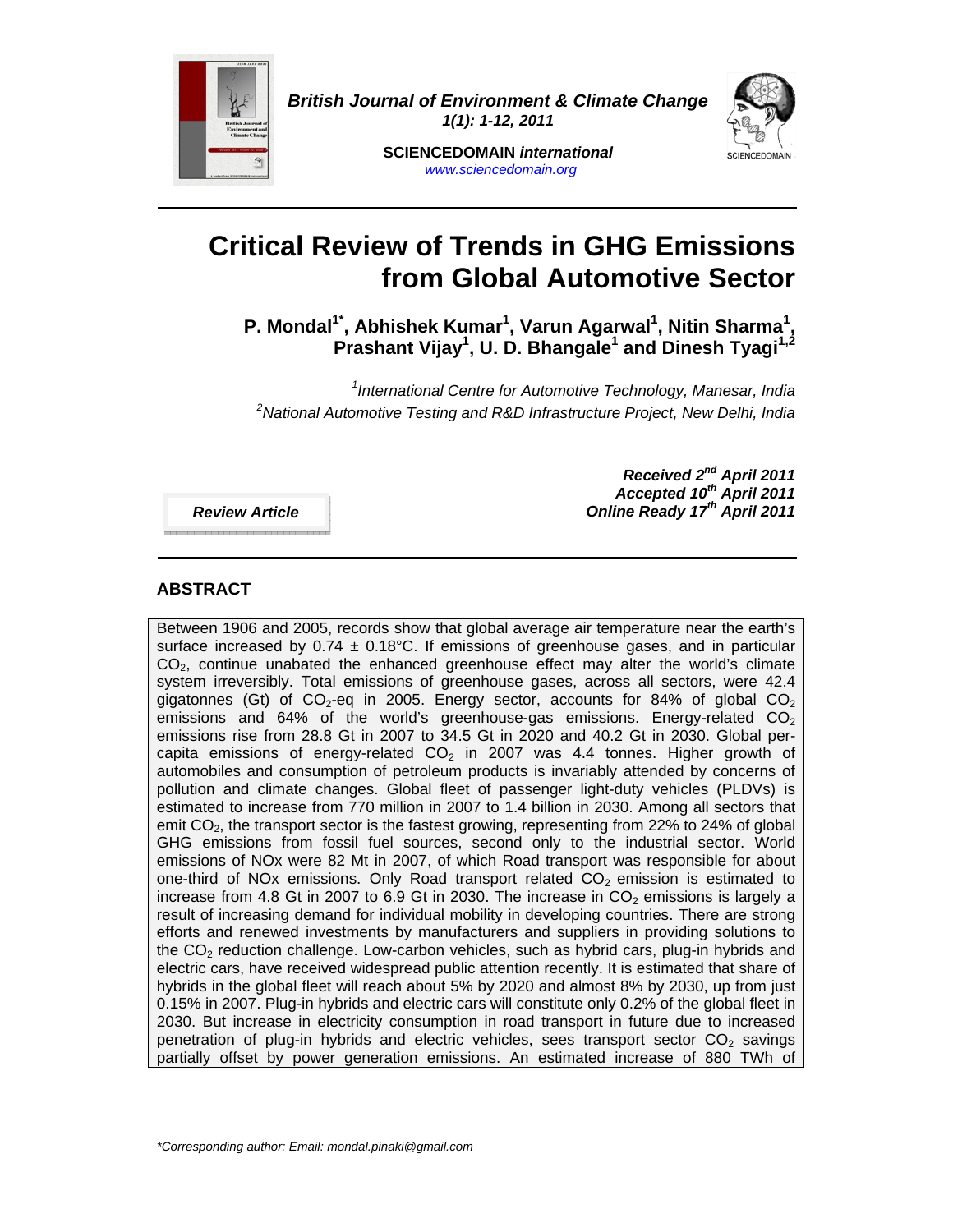# Critical Review of Trends in GHG Emissions from Global Automotive Sector

**P. Mondal[1*], Abhishek Kumar[1], Varun Agarwal[1], Nitin Sharma[1], Prashant Vijay[1], U. D. Bhangale[1] and Dinesh Tyagi[1,2]**

*[1]International Centre for Automotive Technology, Manesar, India*
*[2]National Automotive Testing and R&D Infrastructure Project, New Delhi, India*

***Review Article***

***Received 2nd April 2011***
***Accepted 10th April 2011***
***Online Ready 17th April 2011***

## ABSTRACT

Between 1906 and 2005, records show that global average air temperature near the earth's surface increased by 0.74 ± 0.18°C. If emissions of greenhouse gases, and in particular $CO_2$, continue unabated the enhanced greenhouse effect may alter the world's climate system irreversibly. Total emissions of greenhouse gases, across all sectors, were 42.4 gigatonnes (Gt) of $CO_2$-eq in 2005. Energy sector, accounts for 84% of global $CO_2$ emissions and 64% of the world's greenhouse-gas emissions. Energy-related $CO_2$ emissions rise from 28.8 Gt in 2007 to 34.5 Gt in 2020 and 40.2 Gt in 2030. Global per-capita emissions of energy-related $CO_2$ in 2007 was 4.4 tonnes. Higher growth of automobiles and consumption of petroleum products is invariably attended by concerns of pollution and climate changes. Global fleet of passenger light-duty vehicles (PLDVs) is estimated to increase from 770 million in 2007 to 1.4 billion in 2030. Among all sectors that emit $CO_2$, the transport sector is the fastest growing, representing from 22% to 24% of global GHG emissions from fossil fuel sources, second only to the industrial sector. World emissions of NOx were 82 Mt in 2007, of which Road transport was responsible for about one-third of NOx emissions. Only Road transport related $CO_2$ emission is estimated to increase from 4.8 Gt in 2007 to 6.9 Gt in 2030. The increase in $CO_2$ emissions is largely a result of increasing demand for individual mobility in developing countries. There are strong efforts and renewed investments by manufacturers and suppliers in providing solutions to the $CO_2$ reduction challenge. Low-carbon vehicles, such as hybrid cars, plug-in hybrids and electric cars, have received widespread public attention recently. It is estimated that share of hybrids in the global fleet will reach about 5% by 2020 and almost 8% by 2030, up from just 0.15% in 2007. Plug-in hybrids and electric cars will constitute only 0.2% of the global fleet in 2030. But increase in electricity consumption in road transport in future due to increased penetration of plug-in hybrids and electric vehicles, sees transport sector $CO_2$ savings partially offset by power generation emissions. An estimated increase of 880 TWh of

---

*\*Corresponding author: Email: mondal.pinaki@gmail.com*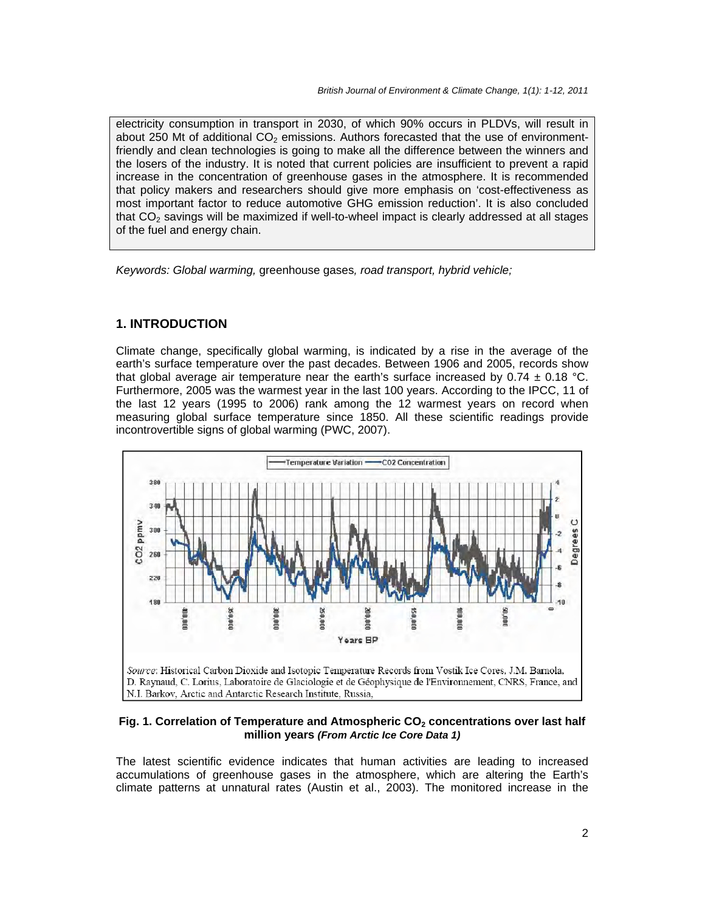electricity consumption in transport in 2030, of which 90% occurs in PLDVs, will result in about 250 Mt of additional $CO_2$ emissions. Authors forecasted that the use of environment-friendly and clean technologies is going to make all the difference between the winners and the losers of the industry. It is noted that current policies are insufficient to prevent a rapid increase in the concentration of greenhouse gases in the atmosphere. It is recommended that policy makers and researchers should give more emphasis on 'cost-effectiveness as most important factor to reduce automotive GHG emission reduction'. It is also concluded that $CO_2$ savings will be maximized if well-to-wheel impact is clearly addressed at all stages of the fuel and energy chain.

*Keywords: Global warming,* greenhouse gases*, road transport, hybrid vehicle;*

## 1. INTRODUCTION

Climate change, specifically global warming, is indicated by a rise in the average of the earth's surface temperature over the past decades. Between 1906 and 2005, records show that global average air temperature near the earth's surface increased by $0.74 \pm 0.18$ °C. Furthermore, 2005 was the warmest year in the last 100 years. According to the IPCC, 11 of the last 12 years (1995 to 2006) rank among the 12 warmest years on record when measuring global surface temperature since 1850. All these scientific readings provide incontrovertible signs of global warming (PWC, 2007).

*Source*: Historical Carbon Dioxide and Isotopic Temperature Records from Vostik Ice Cores, J.M. Barnola, D. Raynaud, C. Lorius, Laboratoire de Glaciologie et de Géophysique de l'Environnement, CNRS, France, and N.I. Barkov, Arctic and Antarctic Research Institute, Russia,

**Fig. 1. Correlation of Temperature and Atmospheric $CO_2$ concentrations over last half million years** ***(From Arctic Ice Core Data 1)***

The latest scientific evidence indicates that human activities are leading to increased accumulations of greenhouse gases in the atmosphere, which are altering the Earth's climate patterns at unnatural rates (Austin et al., 2003). The monitored increase in the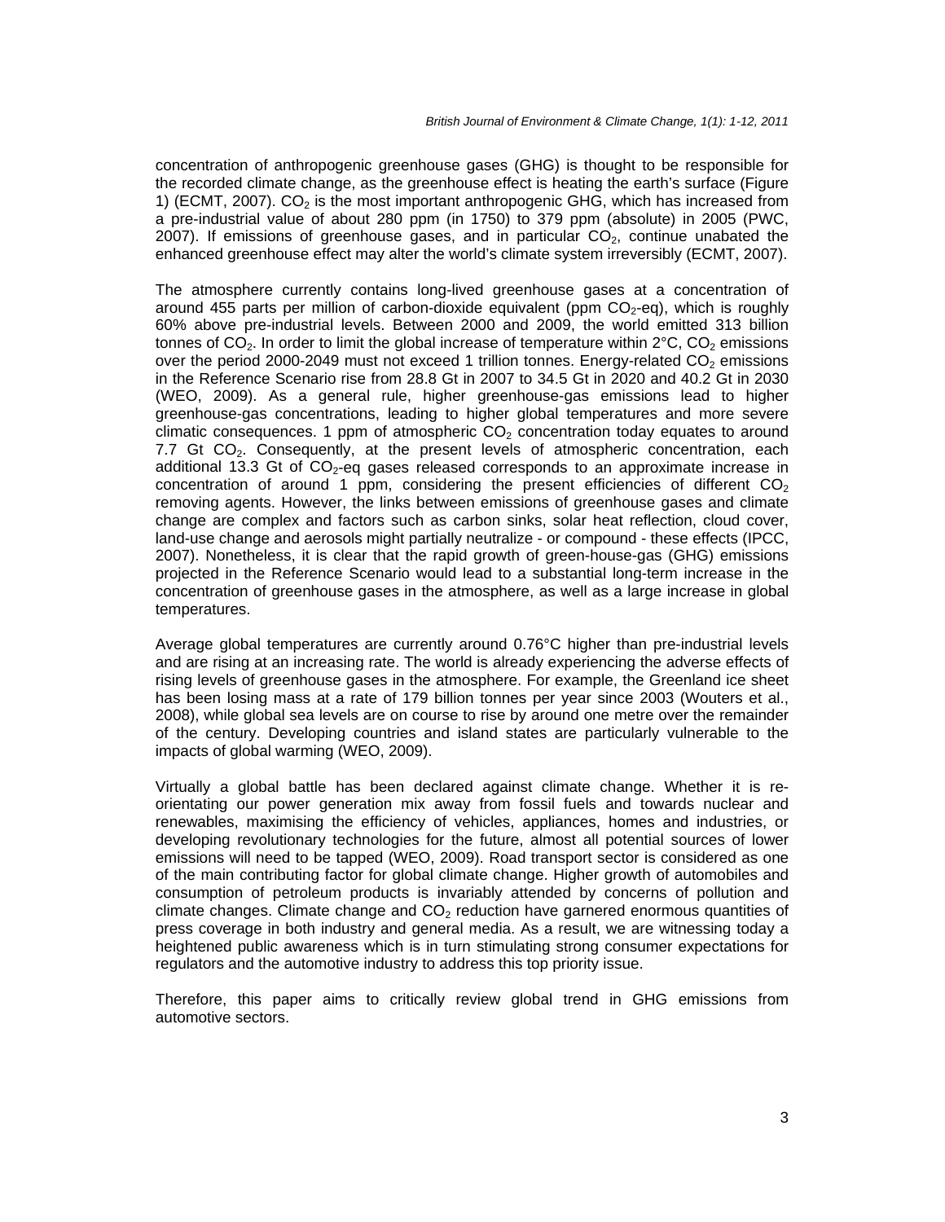concentration of anthropogenic greenhouse gases (GHG) is thought to be responsible for the recorded climate change, as the greenhouse effect is heating the earth's surface (Figure 1) (ECMT, 2007). $CO_2$ is the most important anthropogenic GHG, which has increased from a pre-industrial value of about 280 ppm (in 1750) to 379 ppm (absolute) in 2005 (PWC, 2007). If emissions of greenhouse gases, and in particular $CO_2$, continue unabated the enhanced greenhouse effect may alter the world's climate system irreversibly (ECMT, 2007).

The atmosphere currently contains long-lived greenhouse gases at a concentration of around 455 parts per million of carbon-dioxide equivalent (ppm $CO_2$-eq), which is roughly 60% above pre-industrial levels. Between 2000 and 2009, the world emitted 313 billion tonnes of $CO_2$. In order to limit the global increase of temperature within 2°C, $CO_2$ emissions over the period 2000-2049 must not exceed 1 trillion tonnes. Energy-related $CO_2$ emissions in the Reference Scenario rise from 28.8 Gt in 2007 to 34.5 Gt in 2020 and 40.2 Gt in 2030 (WEO, 2009). As a general rule, higher greenhouse-gas emissions lead to higher greenhouse-gas concentrations, leading to higher global temperatures and more severe climatic consequences. 1 ppm of atmospheric $CO_2$ concentration today equates to around 7.7 Gt $CO_2$. Consequently, at the present levels of atmospheric concentration, each additional 13.3 Gt of $CO_2$-eq gases released corresponds to an approximate increase in concentration of around 1 ppm, considering the present efficiencies of different $CO_2$ removing agents. However, the links between emissions of greenhouse gases and climate change are complex and factors such as carbon sinks, solar heat reflection, cloud cover, land-use change and aerosols might partially neutralize - or compound - these effects (IPCC, 2007). Nonetheless, it is clear that the rapid growth of green-house-gas (GHG) emissions projected in the Reference Scenario would lead to a substantial long-term increase in the concentration of greenhouse gases in the atmosphere, as well as a large increase in global temperatures.

Average global temperatures are currently around 0.76°C higher than pre-industrial levels and are rising at an increasing rate. The world is already experiencing the adverse effects of rising levels of greenhouse gases in the atmosphere. For example, the Greenland ice sheet has been losing mass at a rate of 179 billion tonnes per year since 2003 (Wouters et al., 2008), while global sea levels are on course to rise by around one metre over the remainder of the century. Developing countries and island states are particularly vulnerable to the impacts of global warming (WEO, 2009).

Virtually a global battle has been declared against climate change. Whether it is re-orientating our power generation mix away from fossil fuels and towards nuclear and renewables, maximising the efficiency of vehicles, appliances, homes and industries, or developing revolutionary technologies for the future, almost all potential sources of lower emissions will need to be tapped (WEO, 2009). Road transport sector is considered as one of the main contributing factor for global climate change. Higher growth of automobiles and consumption of petroleum products is invariably attended by concerns of pollution and climate changes. Climate change and $CO_2$ reduction have garnered enormous quantities of press coverage in both industry and general media. As a result, we are witnessing today a heightened public awareness which is in turn stimulating strong consumer expectations for regulators and the automotive industry to address this top priority issue.

Therefore, this paper aims to critically review global trend in GHG emissions from automotive sectors.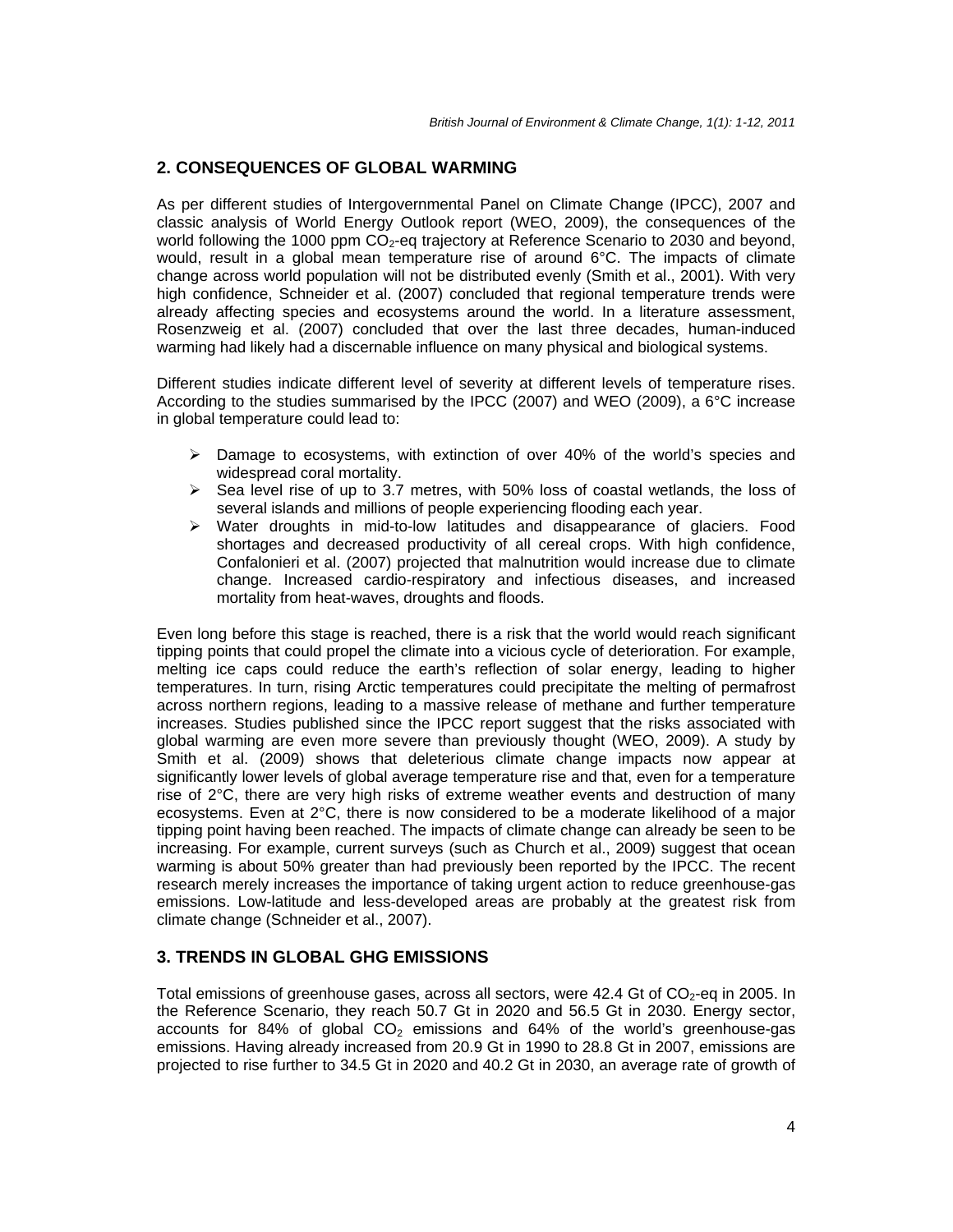## 2. CONSEQUENCES OF GLOBAL WARMING

As per different studies of Intergovernmental Panel on Climate Change (IPCC), 2007 and classic analysis of World Energy Outlook report (WEO, 2009), the consequences of the world following the 1000 ppm $CO_2$-eq trajectory at Reference Scenario to 2030 and beyond, would, result in a global mean temperature rise of around 6°C. The impacts of climate change across world population will not be distributed evenly (Smith et al., 2001). With very high confidence, Schneider et al. (2007) concluded that regional temperature trends were already affecting species and ecosystems around the world. In a literature assessment, Rosenzweig et al. (2007) concluded that over the last three decades, human-induced warming had likely had a discernable influence on many physical and biological systems.

Different studies indicate different level of severity at different levels of temperature rises. According to the studies summarised by the IPCC (2007) and WEO (2009), a 6°C increase in global temperature could lead to:

- Damage to ecosystems, with extinction of over 40% of the world's species and widespread coral mortality.
- Sea level rise of up to 3.7 metres, with 50% loss of coastal wetlands, the loss of several islands and millions of people experiencing flooding each year.
- Water droughts in mid-to-low latitudes and disappearance of glaciers. Food shortages and decreased productivity of all cereal crops. With high confidence, Confalonieri et al. (2007) projected that malnutrition would increase due to climate change. Increased cardio-respiratory and infectious diseases, and increased mortality from heat-waves, droughts and floods.

Even long before this stage is reached, there is a risk that the world would reach significant tipping points that could propel the climate into a vicious cycle of deterioration. For example, melting ice caps could reduce the earth's reflection of solar energy, leading to higher temperatures. In turn, rising Arctic temperatures could precipitate the melting of permafrost across northern regions, leading to a massive release of methane and further temperature increases. Studies published since the IPCC report suggest that the risks associated with global warming are even more severe than previously thought (WEO, 2009). A study by Smith et al. (2009) shows that deleterious climate change impacts now appear at significantly lower levels of global average temperature rise and that, even for a temperature rise of 2°C, there are very high risks of extreme weather events and destruction of many ecosystems. Even at 2°C, there is now considered to be a moderate likelihood of a major tipping point having been reached. The impacts of climate change can already be seen to be increasing. For example, current surveys (such as Church et al., 2009) suggest that ocean warming is about 50% greater than had previously been reported by the IPCC. The recent research merely increases the importance of taking urgent action to reduce greenhouse-gas emissions. Low-latitude and less-developed areas are probably at the greatest risk from climate change (Schneider et al., 2007).

## 3. TRENDS IN GLOBAL GHG EMISSIONS

Total emissions of greenhouse gases, across all sectors, were 42.4 Gt of $CO_2$-eq in 2005. In the Reference Scenario, they reach 50.7 Gt in 2020 and 56.5 Gt in 2030. Energy sector, accounts for 84% of global $CO_2$ emissions and 64% of the world's greenhouse-gas emissions. Having already increased from 20.9 Gt in 1990 to 28.8 Gt in 2007, emissions are projected to rise further to 34.5 Gt in 2020 and 40.2 Gt in 2030, an average rate of growth of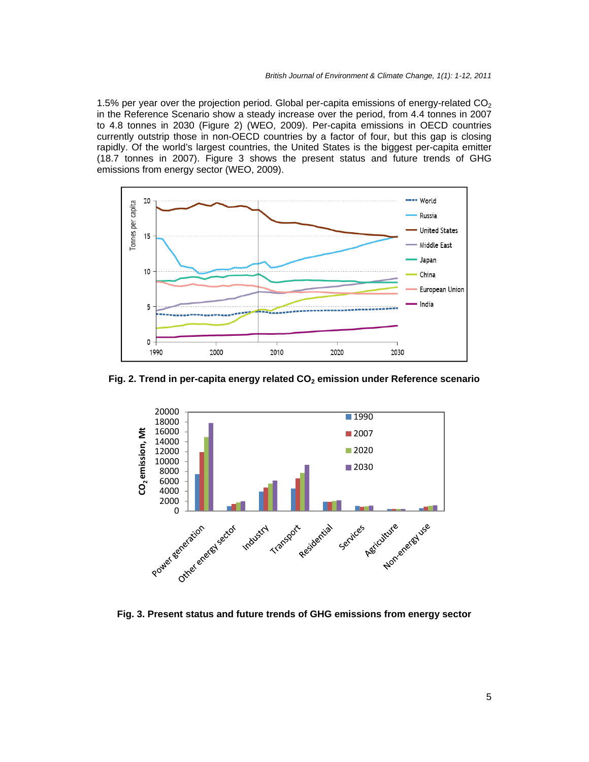1.5% per year over the projection period. Global per-capita emissions of energy-related $CO_2$ in the Reference Scenario show a steady increase over the period, from 4.4 tonnes in 2007 to 4.8 tonnes in 2030 (Figure 2) (WEO, 2009). Per-capita emissions in OECD countries currently outstrip those in non-OECD countries by a factor of four, but this gap is closing rapidly. Of the world's largest countries, the United States is the biggest per-capita emitter (18.7 tonnes in 2007). Figure 3 shows the present status and future trends of GHG emissions from energy sector (WEO, 2009).

**Fig. 2. Trend in per-capita energy related $CO_2$ emission under Reference scenario**

**Fig. 3. Present status and future trends of GHG emissions from energy sector**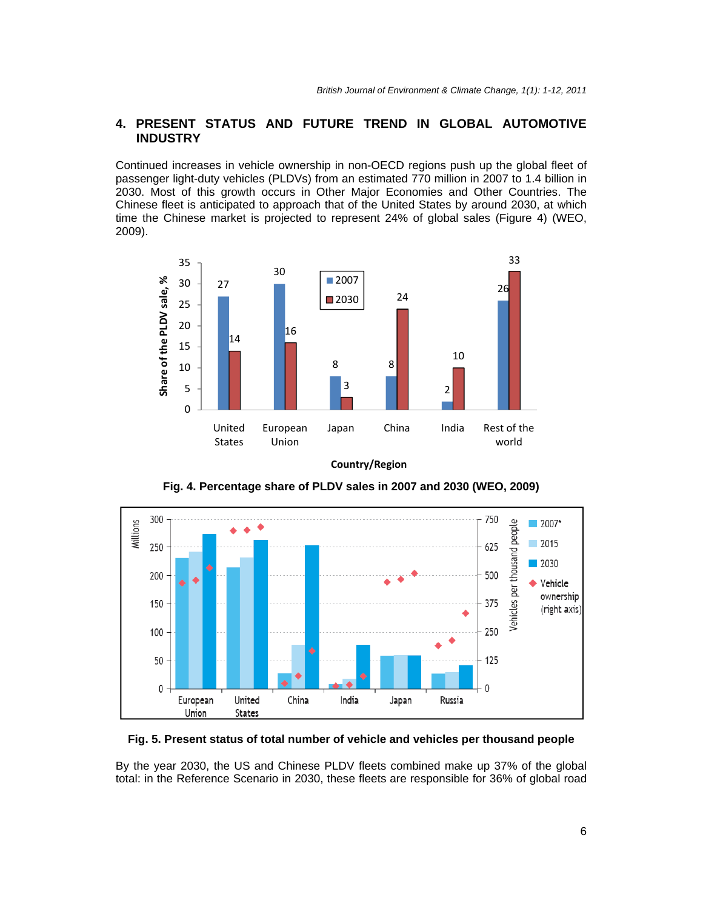## 4. PRESENT STATUS AND FUTURE TREND IN GLOBAL AUTOMOTIVE INDUSTRY

Continued increases in vehicle ownership in non-OECD regions push up the global fleet of passenger light-duty vehicles (PLDVs) from an estimated 770 million in 2007 to 1.4 billion in 2030. Most of this growth occurs in Other Major Economies and Other Countries. The Chinese fleet is anticipated to approach that of the United States by around 2030, at which time the Chinese market is projected to represent 24% of global sales (Figure 4) (WEO, 2009).

**Fig. 4. Percentage share of PLDV sales in 2007 and 2030 (WEO, 2009)**

**Fig. 5. Present status of total number of vehicle and vehicles per thousand people**

By the year 2030, the US and Chinese PLDV fleets combined make up 37% of the global total: in the Reference Scenario in 2030, these fleets are responsible for 36% of global road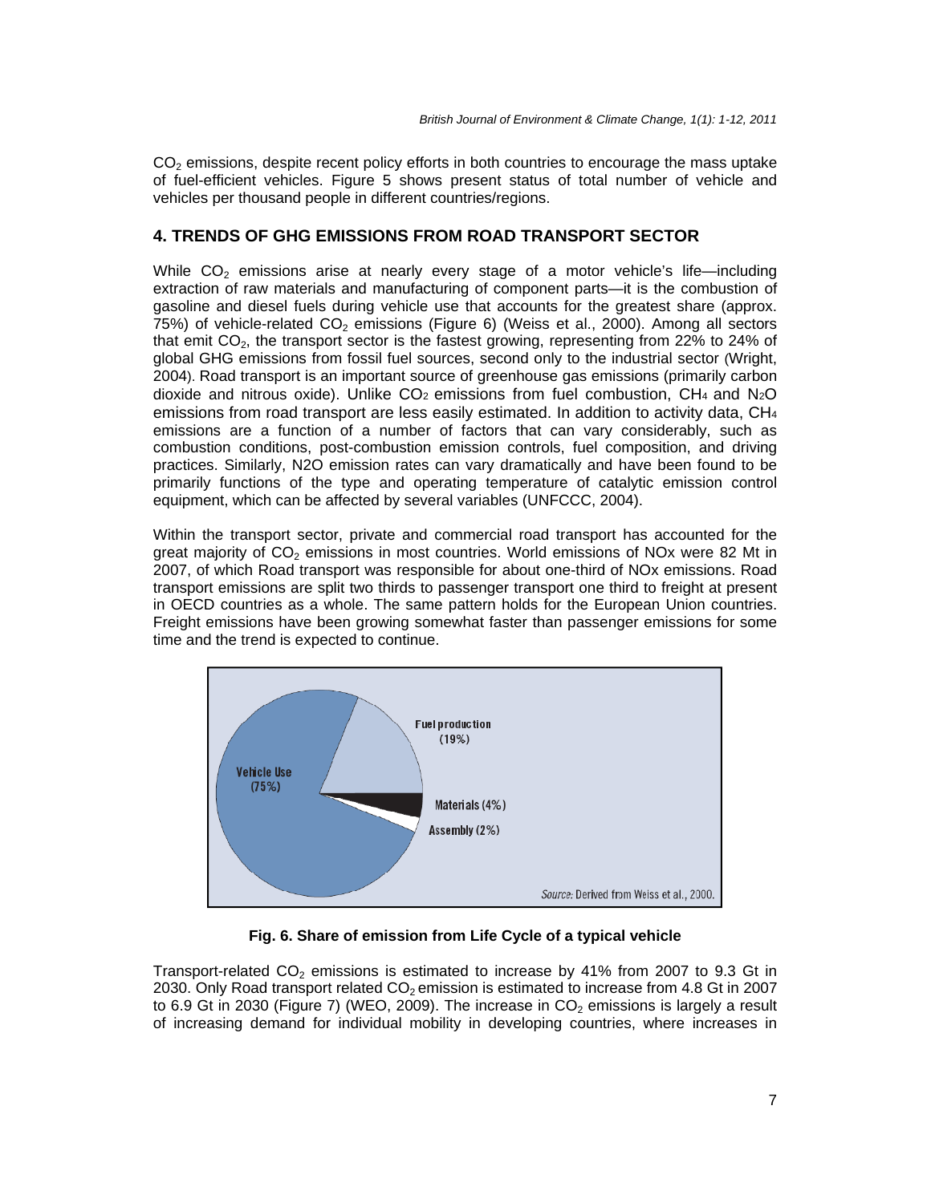$CO_2$ emissions, despite recent policy efforts in both countries to encourage the mass uptake of fuel-efficient vehicles. Figure 5 shows present status of total number of vehicle and vehicles per thousand people in different countries/regions.

## 4. TRENDS OF GHG EMISSIONS FROM ROAD TRANSPORT SECTOR

While $CO_2$ emissions arise at nearly every stage of a motor vehicle's life—including extraction of raw materials and manufacturing of component parts—it is the combustion of gasoline and diesel fuels during vehicle use that accounts for the greatest share (approx. 75%) of vehicle-related $CO_2$ emissions (Figure 6) (Weiss et al., 2000). Among all sectors that emit $CO_2$, the transport sector is the fastest growing, representing from 22% to 24% of global GHG emissions from fossil fuel sources, second only to the industrial sector (Wright, 2004). Road transport is an important source of greenhouse gas emissions (primarily carbon dioxide and nitrous oxide). Unlike $CO_2$ emissions from fuel combustion, $CH_4$ and $N_2O$ emissions from road transport are less easily estimated. In addition to activity data, $CH_4$ emissions are a function of a number of factors that can vary considerably, such as combustion conditions, post-combustion emission controls, fuel composition, and driving practices. Similarly, N2O emission rates can vary dramatically and have been found to be primarily functions of the type and operating temperature of catalytic emission control equipment, which can be affected by several variables (UNFCCC, 2004).

Within the transport sector, private and commercial road transport has accounted for the great majority of $CO_2$ emissions in most countries. World emissions of NOx were 82 Mt in 2007, of which Road transport was responsible for about one-third of NOx emissions. Road transport emissions are split two thirds to passenger transport one third to freight at present in OECD countries as a whole. The same pattern holds for the European Union countries. Freight emissions have been growing somewhat faster than passenger emissions for some time and the trend is expected to continue.

Vehicle Use (75%)

Fuel production (19%)

Materials (4%)

Assembly (2%)

*Source:* Derived from Weiss et al., 2000.

**Fig. 6. Share of emission from Life Cycle of a typical vehicle**

Transport-related $CO_2$ emissions is estimated to increase by 41% from 2007 to 9.3 Gt in 2030. Only Road transport related $CO_2$ emission is estimated to increase from 4.8 Gt in 2007 to 6.9 Gt in 2030 (Figure 7) (WEO, 2009). The increase in $CO_2$ emissions is largely a result of increasing demand for individual mobility in developing countries, where increases in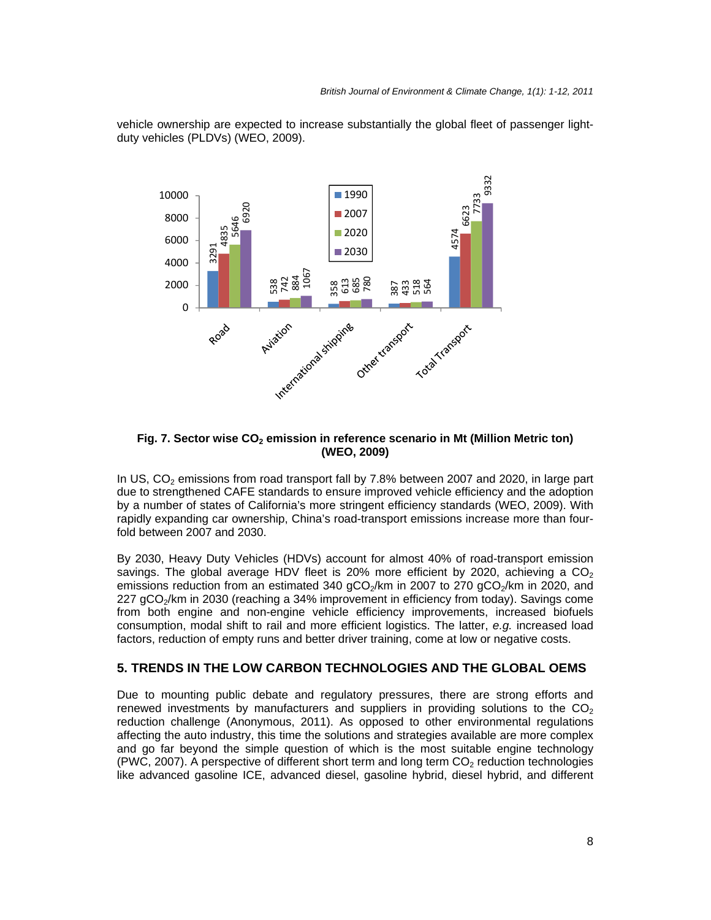vehicle ownership are expected to increase substantially the global fleet of passenger light-duty vehicles (PLDVs) (WEO, 2009).

**Fig. 7. Sector wise $CO_2$ emission in reference scenario in Mt (Million Metric ton) (WEO, 2009)**

In US, $CO_2$ emissions from road transport fall by 7.8% between 2007 and 2020, in large part due to strengthened CAFE standards to ensure improved vehicle efficiency and the adoption by a number of states of California's more stringent efficiency standards (WEO, 2009). With rapidly expanding car ownership, China's road-transport emissions increase more than four-fold between 2007 and 2030.

By 2030, Heavy Duty Vehicles (HDVs) account for almost 40% of road-transport emission savings. The global average HDV fleet is 20% more efficient by 2020, achieving a $CO_2$ emissions reduction from an estimated 340 $gCO_2$/km in 2007 to 270 $gCO_2$/km in 2020, and 227 $gCO_2$/km in 2030 (reaching a 34% improvement in efficiency from today). Savings come from both engine and non-engine vehicle efficiency improvements, increased biofuels consumption, modal shift to rail and more efficient logistics. The latter, *e.g.* increased load factors, reduction of empty runs and better driver training, come at low or negative costs.

## 5. TRENDS IN THE LOW CARBON TECHNOLOGIES AND THE GLOBAL OEMS

Due to mounting public debate and regulatory pressures, there are strong efforts and renewed investments by manufacturers and suppliers in providing solutions to the $CO_2$ reduction challenge (Anonymous, 2011). As opposed to other environmental regulations affecting the auto industry, this time the solutions and strategies available are more complex and go far beyond the simple question of which is the most suitable engine technology (PWC, 2007). A perspective of different short term and long term $CO_2$ reduction technologies like advanced gasoline ICE, advanced diesel, gasoline hybrid, diesel hybrid, and different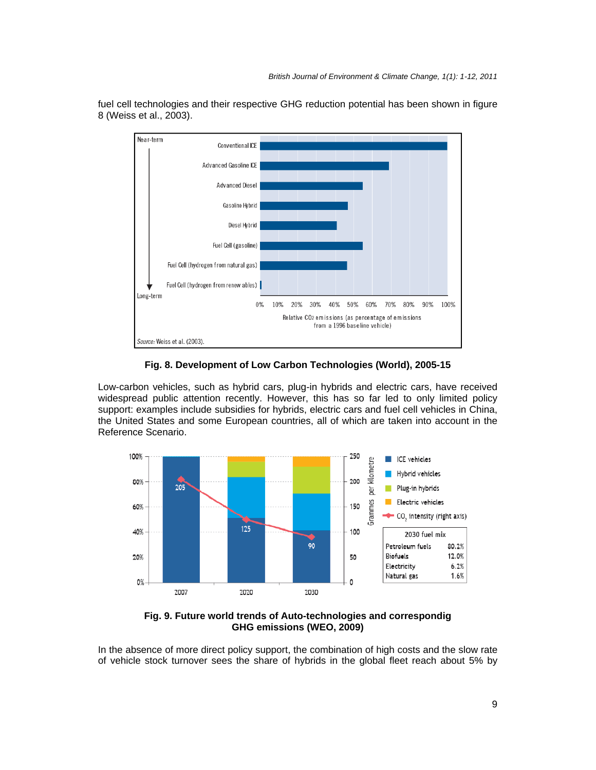fuel cell technologies and their respective GHG reduction potential has been shown in figure 8 (Weiss et al., 2003).

**Fig. 8. Development of Low Carbon Technologies (World), 2005-15**

Low-carbon vehicles, such as hybrid cars, plug-in hybrids and electric cars, have received widespread public attention recently. However, this has so far led to only limited policy support: examples include subsidies for hybrids, electric cars and fuel cell vehicles in China, the United States and some European countries, all of which are taken into account in the Reference Scenario.

**Fig. 9. Future world trends of Auto-technologies and correspondig GHG emissions (WEO, 2009)**

In the absence of more direct policy support, the combination of high costs and the slow rate of vehicle stock turnover sees the share of hybrids in the global fleet reach about 5% by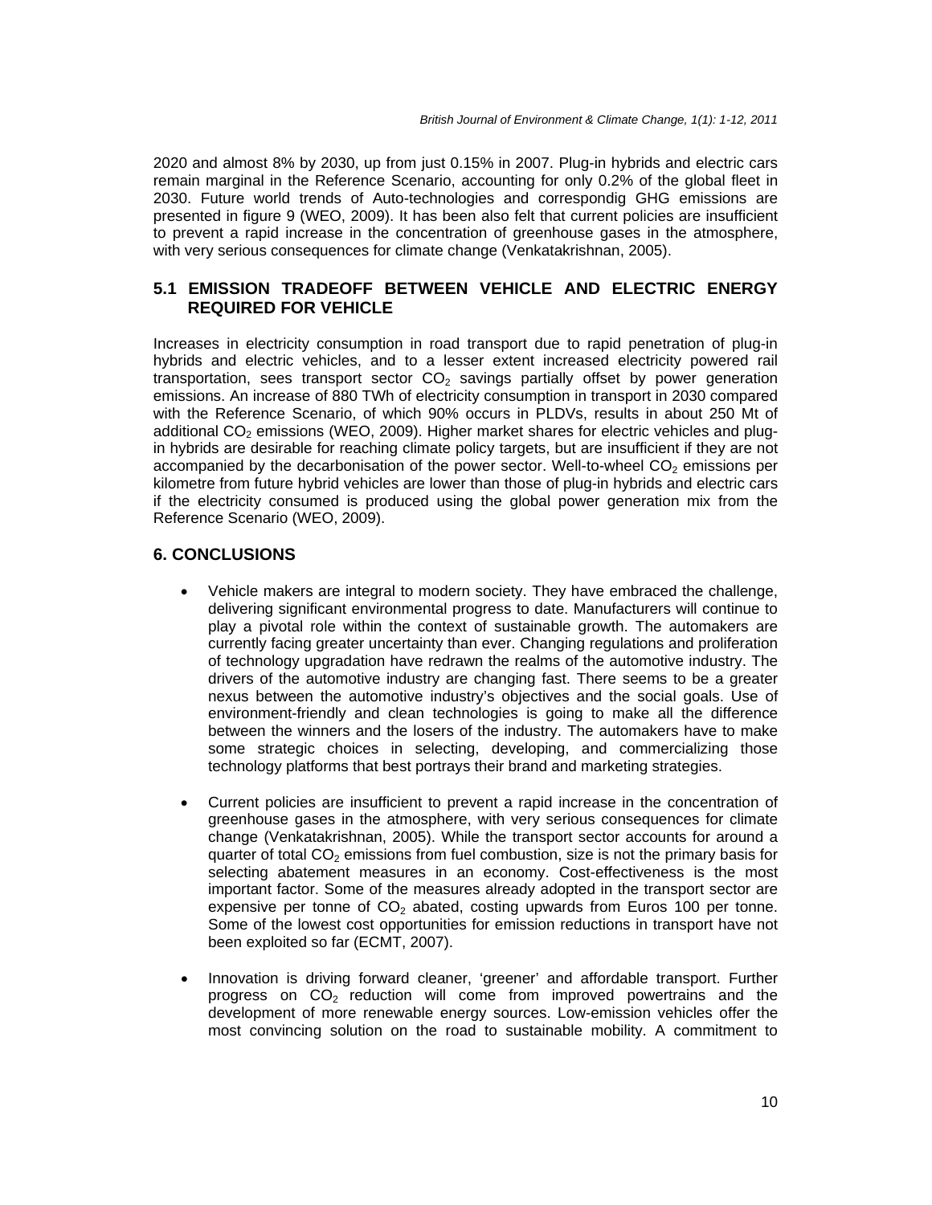2020 and almost 8% by 2030, up from just 0.15% in 2007. Plug-in hybrids and electric cars remain marginal in the Reference Scenario, accounting for only 0.2% of the global fleet in 2030. Future world trends of Auto-technologies and correspondig GHG emissions are presented in figure 9 (WEO, 2009). It has been also felt that current policies are insufficient to prevent a rapid increase in the concentration of greenhouse gases in the atmosphere, with very serious consequences for climate change (Venkatakrishnan, 2005).

### 5.1 EMISSION TRADEOFF BETWEEN VEHICLE AND ELECTRIC ENERGY REQUIRED FOR VEHICLE

Increases in electricity consumption in road transport due to rapid penetration of plug-in hybrids and electric vehicles, and to a lesser extent increased electricity powered rail transportation, sees transport sector $CO_2$ savings partially offset by power generation emissions. An increase of 880 TWh of electricity consumption in transport in 2030 compared with the Reference Scenario, of which 90% occurs in PLDVs, results in about 250 Mt of additional $CO_2$ emissions (WEO, 2009). Higher market shares for electric vehicles and plug-in hybrids are desirable for reaching climate policy targets, but are insufficient if they are not accompanied by the decarbonisation of the power sector. Well-to-wheel $CO_2$ emissions per kilometre from future hybrid vehicles are lower than those of plug-in hybrids and electric cars if the electricity consumed is produced using the global power generation mix from the Reference Scenario (WEO, 2009).

## 6. CONCLUSIONS

- Vehicle makers are integral to modern society. They have embraced the challenge, delivering significant environmental progress to date. Manufacturers will continue to play a pivotal role within the context of sustainable growth. The automakers are currently facing greater uncertainty than ever. Changing regulations and proliferation of technology upgradation have redrawn the realms of the automotive industry. The drivers of the automotive industry are changing fast. There seems to be a greater nexus between the automotive industry's objectives and the social goals. Use of environment-friendly and clean technologies is going to make all the difference between the winners and the losers of the industry. The automakers have to make some strategic choices in selecting, developing, and commercializing those technology platforms that best portrays their brand and marketing strategies.

- Current policies are insufficient to prevent a rapid increase in the concentration of greenhouse gases in the atmosphere, with very serious consequences for climate change (Venkatakrishnan, 2005). While the transport sector accounts for around a quarter of total $CO_2$ emissions from fuel combustion, size is not the primary basis for selecting abatement measures in an economy. Cost-effectiveness is the most important factor. Some of the measures already adopted in the transport sector are expensive per tonne of $CO_2$ abated, costing upwards from Euros 100 per tonne. Some of the lowest cost opportunities for emission reductions in transport have not been exploited so far (ECMT, 2007).

- Innovation is driving forward cleaner, 'greener' and affordable transport. Further progress on $CO_2$ reduction will come from improved powertrains and the development of more renewable energy sources. Low-emission vehicles offer the most convincing solution on the road to sustainable mobility. A commitment to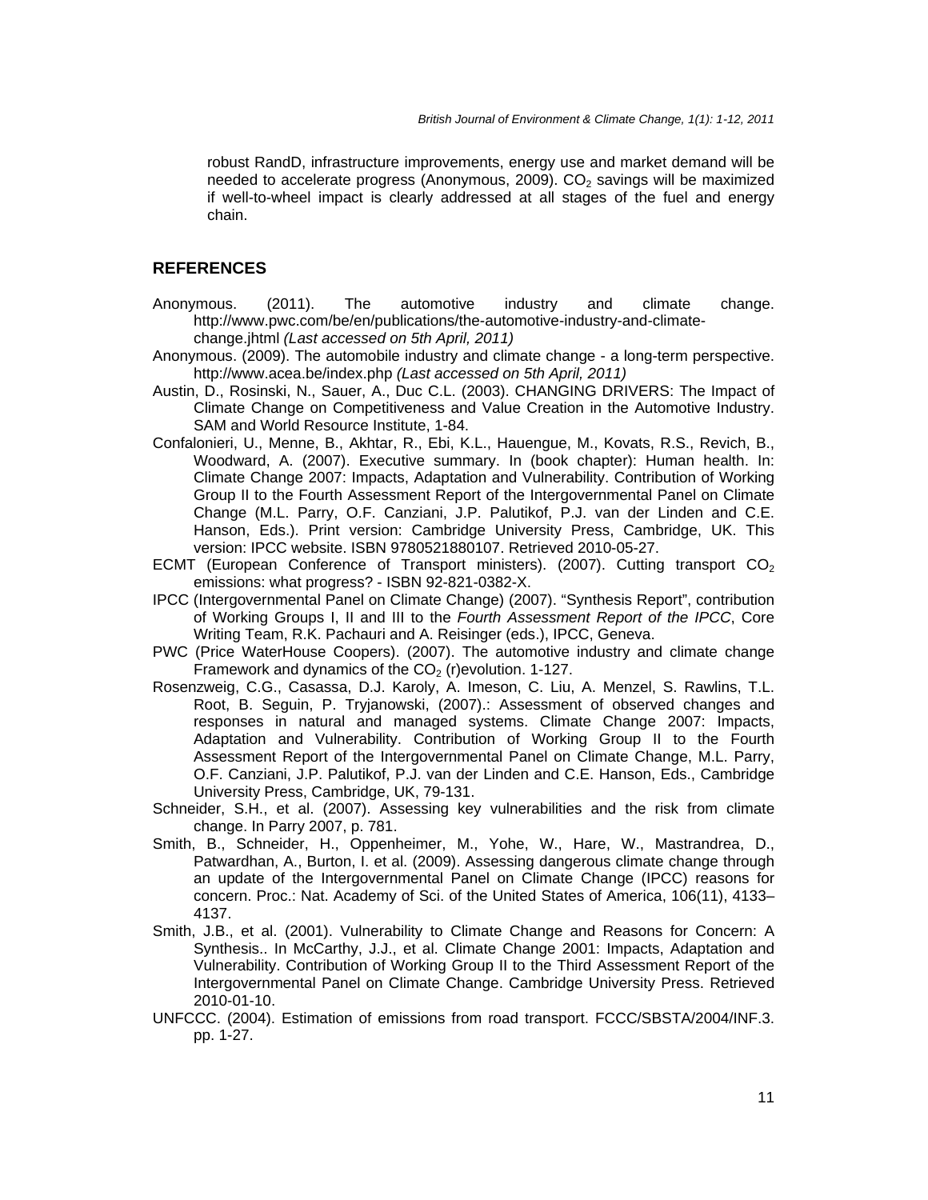robust RandD, infrastructure improvements, energy use and market demand will be needed to accelerate progress (Anonymous, 2009). $CO_2$ savings will be maximized if well-to-wheel impact is clearly addressed at all stages of the fuel and energy chain.

## REFERENCES

Anonymous. (2011). The automotive industry and climate change. http://www.pwc.com/be/en/publications/the-automotive-industry-and-climate-change.jhtml *(Last accessed on 5th April, 2011)*

Anonymous. (2009). The automobile industry and climate change - a long-term perspective. http://www.acea.be/index.php *(Last accessed on 5th April, 2011)*

Austin, D., Rosinski, N., Sauer, A., Duc C.L. (2003). CHANGING DRIVERS: The Impact of Climate Change on Competitiveness and Value Creation in the Automotive Industry. SAM and World Resource Institute, 1-84.

Confalonieri, U., Menne, B., Akhtar, R., Ebi, K.L., Hauengue, M., Kovats, R.S., Revich, B., Woodward, A. (2007). Executive summary. In (book chapter): Human health. In: Climate Change 2007: Impacts, Adaptation and Vulnerability. Contribution of Working Group II to the Fourth Assessment Report of the Intergovernmental Panel on Climate Change (M.L. Parry, O.F. Canziani, J.P. Palutikof, P.J. van der Linden and C.E. Hanson, Eds.). Print version: Cambridge University Press, Cambridge, UK. This version: IPCC website. ISBN 9780521880107. Retrieved 2010-05-27.

ECMT (European Conference of Transport ministers). (2007). Cutting transport $CO_2$ emissions: what progress? - ISBN 92-821-0382-X.

IPCC (Intergovernmental Panel on Climate Change) (2007). "Synthesis Report", contribution of Working Groups I, II and III to the *Fourth Assessment Report of the IPCC*, Core Writing Team, R.K. Pachauri and A. Reisinger (eds.), IPCC, Geneva.

PWC (Price WaterHouse Coopers). (2007). The automotive industry and climate change Framework and dynamics of the $CO_2$ (r)evolution. 1-127.

Rosenzweig, C.G., Casassa, D.J. Karoly, A. Imeson, C. Liu, A. Menzel, S. Rawlins, T.L. Root, B. Seguin, P. Tryjanowski, (2007).: Assessment of observed changes and responses in natural and managed systems. Climate Change 2007: Impacts, Adaptation and Vulnerability. Contribution of Working Group II to the Fourth Assessment Report of the Intergovernmental Panel on Climate Change, M.L. Parry, O.F. Canziani, J.P. Palutikof, P.J. van der Linden and C.E. Hanson, Eds., Cambridge University Press, Cambridge, UK, 79-131.

Schneider, S.H., et al. (2007). Assessing key vulnerabilities and the risk from climate change. In Parry 2007, p. 781.

Smith, B., Schneider, H., Oppenheimer, M., Yohe, W., Hare, W., Mastrandrea, D., Patwardhan, A., Burton, I. et al. (2009). Assessing dangerous climate change through an update of the Intergovernmental Panel on Climate Change (IPCC) reasons for concern. Proc.: Nat. Academy of Sci. of the United States of America, 106(11), 4133–4137.

Smith, J.B., et al. (2001). Vulnerability to Climate Change and Reasons for Concern: A Synthesis.. In McCarthy, J.J., et al. Climate Change 2001: Impacts, Adaptation and Vulnerability. Contribution of Working Group II to the Third Assessment Report of the Intergovernmental Panel on Climate Change. Cambridge University Press. Retrieved 2010-01-10.

UNFCCC. (2004). Estimation of emissions from road transport. FCCC/SBSTA/2004/INF.3. pp. 1-27.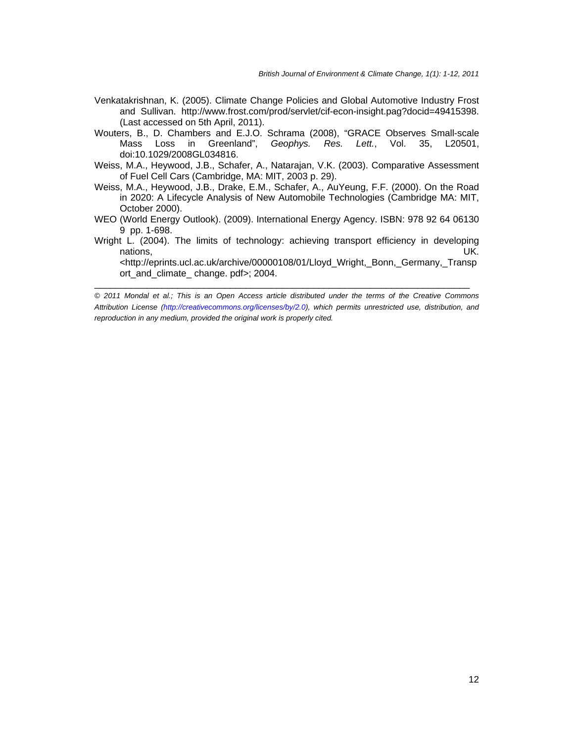Venkatakrishnan, K. (2005). Climate Change Policies and Global Automotive Industry Frost and Sullivan. http://www.frost.com/prod/servlet/cif-econ-insight.pag?docid=49415398. (Last accessed on 5th April, 2011).

Wouters, B., D. Chambers and E.J.O. Schrama (2008), "GRACE Observes Small-scale Mass Loss in Greenland", *Geophys. Res. Lett.*, Vol. 35, L20501, doi:10.1029/2008GL034816.

Weiss, M.A., Heywood, J.B., Schafer, A., Natarajan, V.K. (2003). Comparative Assessment of Fuel Cell Cars (Cambridge, MA: MIT, 2003 p. 29).

Weiss, M.A., Heywood, J.B., Drake, E.M., Schafer, A., AuYeung, F.F. (2000). On the Road in 2020: A Lifecycle Analysis of New Automobile Technologies (Cambridge MA: MIT, October 2000).

WEO (World Energy Outlook). (2009). International Energy Agency. ISBN: 978 92 64 06130 9 pp. 1-698.

Wright L. (2004). The limits of technology: achieving transport efficiency in developing nations, UK. <http://eprints.ucl.ac.uk/archive/00000108/01/Lloyd_Wright,_Bonn,_Germany,_Transport_and_climate_ change. pdf>; 2004.

---

*© 2011 Mondal et al.; This is an Open Access article distributed under the terms of the Creative Commons Attribution License (http://creativecommons.org/licenses/by/2.0), which permits unrestricted use, distribution, and reproduction in any medium, provided the original work is properly cited.*